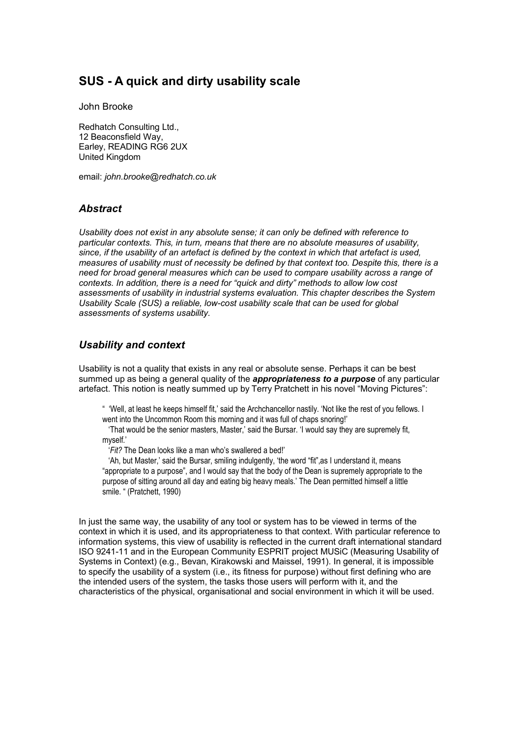# SUS - A quick and dirty usability scale

John Brooke

Redhatch Consulting Ltd.,
12 Beaconsfield Way,
Earley, READING RG6 2UX
United Kingdom

email: *john.brooke@redhatch.co.uk*

## *Abstract*

*Usability does not exist in any absolute sense; it can only be defined with reference to particular contexts. This, in turn, means that there are no absolute measures of usability, since, if the usability of an artefact is defined by the context in which that artefact is used, measures of usability must of necessity be defined by that context too. Despite this, there is a need for broad general measures which can be used to compare usability across a range of contexts. In addition, there is a need for "quick and dirty" methods to allow low cost assessments of usability in industrial systems evaluation. This chapter describes the System Usability Scale (SUS) a reliable, low-cost usability scale that can be used for global assessments of systems usability.*

## *Usability and context*

Usability is not a quality that exists in any real or absolute sense. Perhaps it can be best summed up as being a general quality of the ***appropriateness to a purpose*** of any particular artefact. This notion is neatly summed up by Terry Pratchett in his novel "Moving Pictures":

> " 'Well, at least he keeps himself fit,' said the Archchancellor nastily. 'Not like the rest of you fellows. I went into the Uncommon Room this morning and it was full of chaps snoring!'
>
> 'That would be the senior masters, Master,' said the Bursar. 'I would say they are supremely fit, myself.'
>
> '*Fit?* The Dean looks like a man who's swallered a bed!'
>
> 'Ah, but Master,' said the Bursar, smiling indulgently, 'the word "fit",as I understand it, means "appropriate to a purpose", and I would say that the body of the Dean is supremely appropriate to the purpose of sitting around all day and eating big heavy meals.' The Dean permitted himself a little smile. " (Pratchett, 1990)

In just the same way, the usability of any tool or system has to be viewed in terms of the context in which it is used, and its appropriateness to that context. With particular reference to information systems, this view of usability is reflected in the current draft international standard ISO 9241-11 and in the European Community ESPRIT project MUSiC (Measuring Usability of Systems in Context) (e.g., Bevan, Kirakowski and Maissel, 1991). In general, it is impossible to specify the usability of a system (i.e., its fitness for purpose) without first defining who are the intended users of the system, the tasks those users will perform with it, and the characteristics of the physical, organisational and social environment in which it will be used.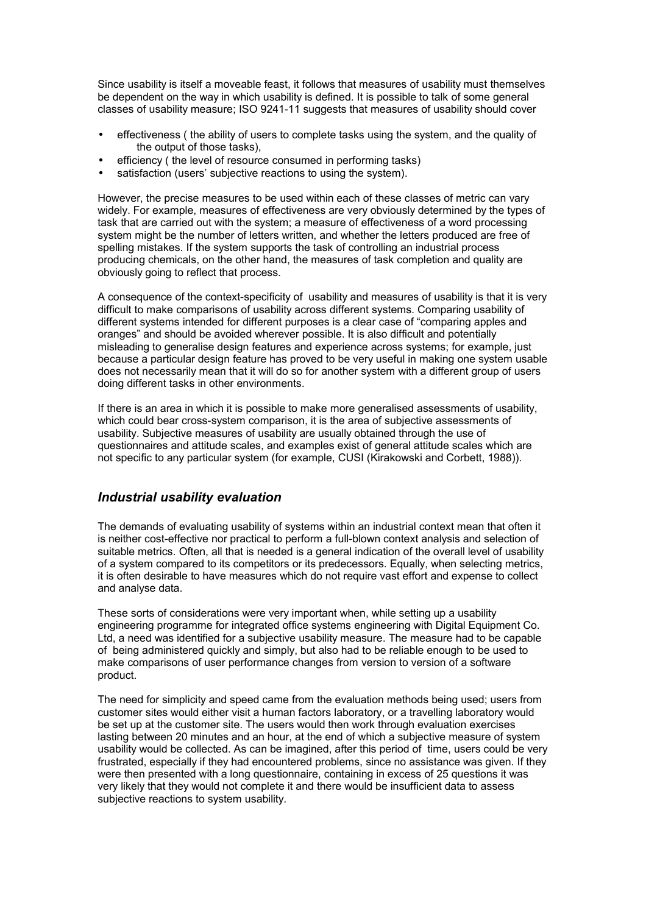Since usability is itself a moveable feast, it follows that measures of usability must themselves be dependent on the way in which usability is defined. It is possible to talk of some general classes of usability measure; ISO 9241-11 suggests that measures of usability should cover

- effectiveness ( the ability of users to complete tasks using the system, and the quality of the output of those tasks),
- efficiency ( the level of resource consumed in performing tasks)
- satisfaction (users' subjective reactions to using the system).

However, the precise measures to be used within each of these classes of metric can vary widely. For example, measures of effectiveness are very obviously determined by the types of task that are carried out with the system; a measure of effectiveness of a word processing system might be the number of letters written, and whether the letters produced are free of spelling mistakes. If the system supports the task of controlling an industrial process producing chemicals, on the other hand, the measures of task completion and quality are obviously going to reflect that process.

A consequence of the context-specificity of usability and measures of usability is that it is very difficult to make comparisons of usability across different systems. Comparing usability of different systems intended for different purposes is a clear case of "comparing apples and oranges" and should be avoided wherever possible. It is also difficult and potentially misleading to generalise design features and experience across systems; for example, just because a particular design feature has proved to be very useful in making one system usable does not necessarily mean that it will do so for another system with a different group of users doing different tasks in other environments.

If there is an area in which it is possible to make more generalised assessments of usability, which could bear cross-system comparison, it is the area of subjective assessments of usability. Subjective measures of usability are usually obtained through the use of questionnaires and attitude scales, and examples exist of general attitude scales which are not specific to any particular system (for example, CUSI (Kirakowski and Corbett, 1988)).

## *Industrial usability evaluation*

The demands of evaluating usability of systems within an industrial context mean that often it is neither cost-effective nor practical to perform a full-blown context analysis and selection of suitable metrics. Often, all that is needed is a general indication of the overall level of usability of a system compared to its competitors or its predecessors. Equally, when selecting metrics, it is often desirable to have measures which do not require vast effort and expense to collect and analyse data.

These sorts of considerations were very important when, while setting up a usability engineering programme for integrated office systems engineering with Digital Equipment Co. Ltd, a need was identified for a subjective usability measure. The measure had to be capable of being administered quickly and simply, but also had to be reliable enough to be used to make comparisons of user performance changes from version to version of a software product.

The need for simplicity and speed came from the evaluation methods being used; users from customer sites would either visit a human factors laboratory, or a travelling laboratory would be set up at the customer site. The users would then work through evaluation exercises lasting between 20 minutes and an hour, at the end of which a subjective measure of system usability would be collected. As can be imagined, after this period of time, users could be very frustrated, especially if they had encountered problems, since no assistance was given. If they were then presented with a long questionnaire, containing in excess of 25 questions it was very likely that they would not complete it and there would be insufficient data to assess subjective reactions to system usability.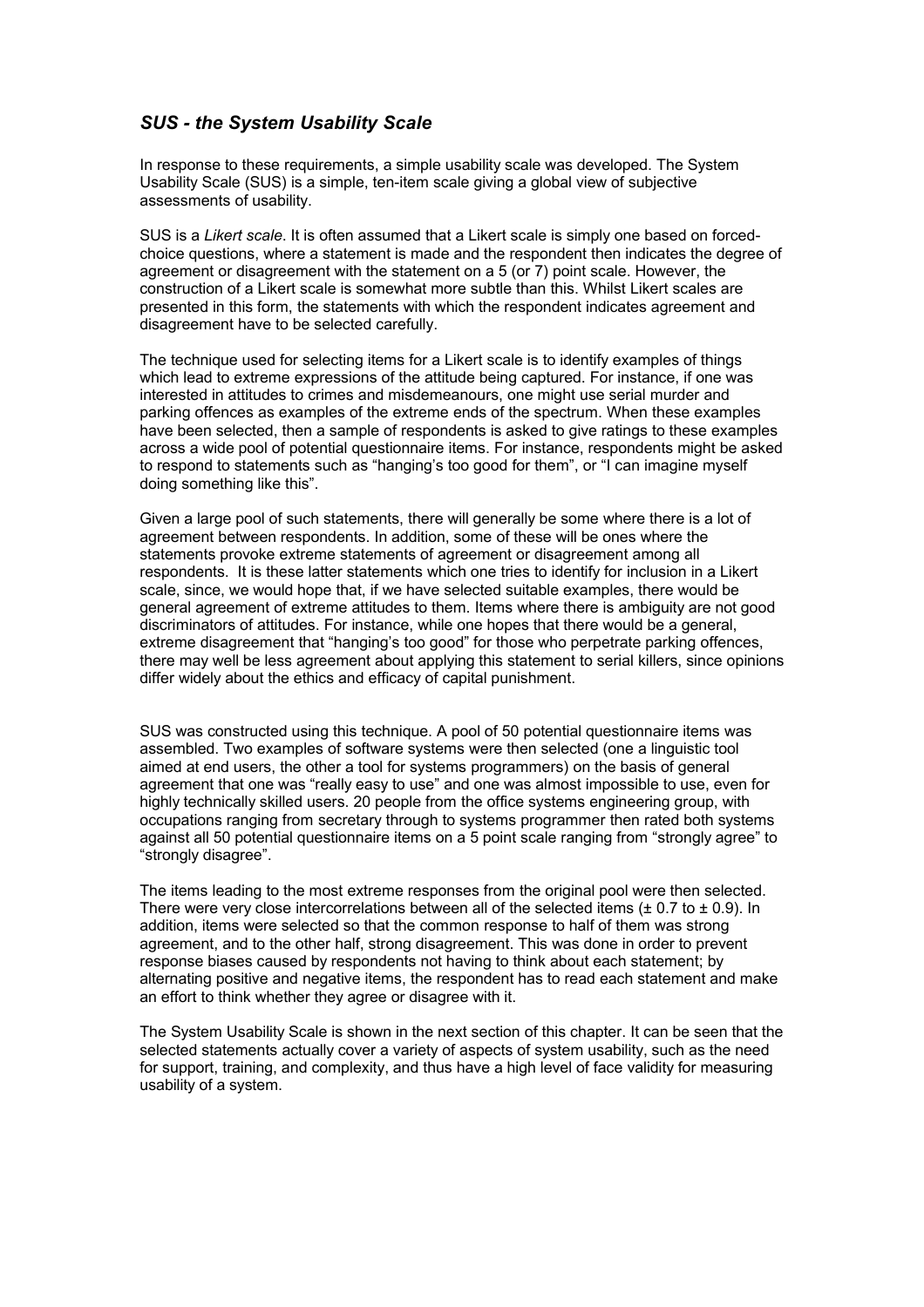## *SUS - the System Usability Scale*

In response to these requirements, a simple usability scale was developed. The System Usability Scale (SUS) is a simple, ten-item scale giving a global view of subjective assessments of usability.

SUS is a *Likert scale*. It is often assumed that a Likert scale is simply one based on forced-choice questions, where a statement is made and the respondent then indicates the degree of agreement or disagreement with the statement on a 5 (or 7) point scale. However, the construction of a Likert scale is somewhat more subtle than this. Whilst Likert scales are presented in this form, the statements with which the respondent indicates agreement and disagreement have to be selected carefully.

The technique used for selecting items for a Likert scale is to identify examples of things which lead to extreme expressions of the attitude being captured. For instance, if one was interested in attitudes to crimes and misdemeanours, one might use serial murder and parking offences as examples of the extreme ends of the spectrum. When these examples have been selected, then a sample of respondents is asked to give ratings to these examples across a wide pool of potential questionnaire items. For instance, respondents might be asked to respond to statements such as "hanging's too good for them", or "I can imagine myself doing something like this".

Given a large pool of such statements, there will generally be some where there is a lot of agreement between respondents. In addition, some of these will be ones where the statements provoke extreme statements of agreement or disagreement among all respondents. It is these latter statements which one tries to identify for inclusion in a Likert scale, since, we would hope that, if we have selected suitable examples, there would be general agreement of extreme attitudes to them. Items where there is ambiguity are not good discriminators of attitudes. For instance, while one hopes that there would be a general, extreme disagreement that "hanging's too good" for those who perpetrate parking offences, there may well be less agreement about applying this statement to serial killers, since opinions differ widely about the ethics and efficacy of capital punishment.

SUS was constructed using this technique. A pool of 50 potential questionnaire items was assembled. Two examples of software systems were then selected (one a linguistic tool aimed at end users, the other a tool for systems programmers) on the basis of general agreement that one was "really easy to use" and one was almost impossible to use, even for highly technically skilled users. 20 people from the office systems engineering group, with occupations ranging from secretary through to systems programmer then rated both systems against all 50 potential questionnaire items on a 5 point scale ranging from "strongly agree" to "strongly disagree".

The items leading to the most extreme responses from the original pool were then selected. There were very close intercorrelations between all of the selected items ($\pm$ 0.7 to $\pm$ 0.9). In addition, items were selected so that the common response to half of them was strong agreement, and to the other half, strong disagreement. This was done in order to prevent response biases caused by respondents not having to think about each statement; by alternating positive and negative items, the respondent has to read each statement and make an effort to think whether they agree or disagree with it.

The System Usability Scale is shown in the next section of this chapter. It can be seen that the selected statements actually cover a variety of aspects of system usability, such as the need for support, training, and complexity, and thus have a high level of face validity for measuring usability of a system.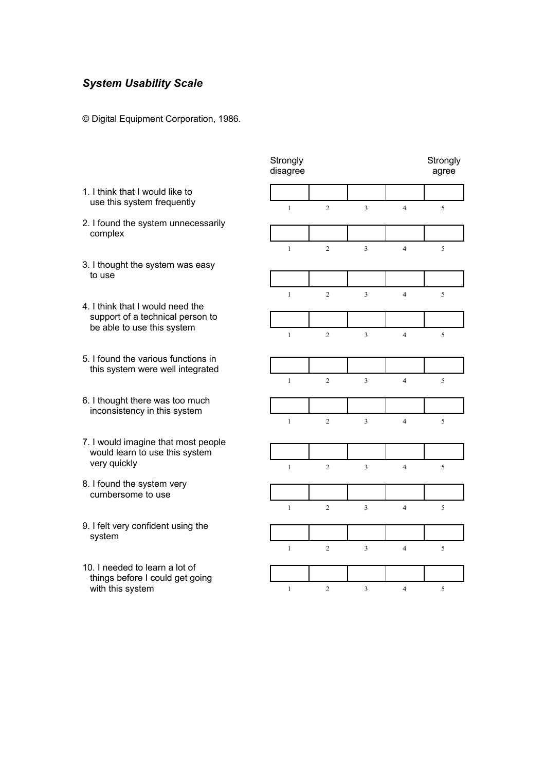*System Usability Scale*

© Digital Equipment Corporation, 1986.

| | Strongly disagree | | | | Strongly agree |
|---|---|---|---|---|---|
| 1. I think that I would like to use this system frequently | 1 | 2 | 3 | 4 | 5 |
| 2. I found the system unnecessarily complex | 1 | 2 | 3 | 4 | 5 |
| 3. I thought the system was easy to use | 1 | 2 | 3 | 4 | 5 |
| 4. I think that I would need the support of a technical person to be able to use this system | 1 | 2 | 3 | 4 | 5 |
| 5. I found the various functions in this system were well integrated | 1 | 2 | 3 | 4 | 5 |
| 6. I thought there was too much inconsistency in this system | 1 | 2 | 3 | 4 | 5 |
| 7. I would imagine that most people would learn to use this system very quickly | 1 | 2 | 3 | 4 | 5 |
| 8. I found the system very cumbersome to use | 1 | 2 | 3 | 4 | 5 |
| 9. I felt very confident using the system | 1 | 2 | 3 | 4 | 5 |
| 10. I needed to learn a lot of things before I could get going with this system | 1 | 2 | 3 | 4 | 5 |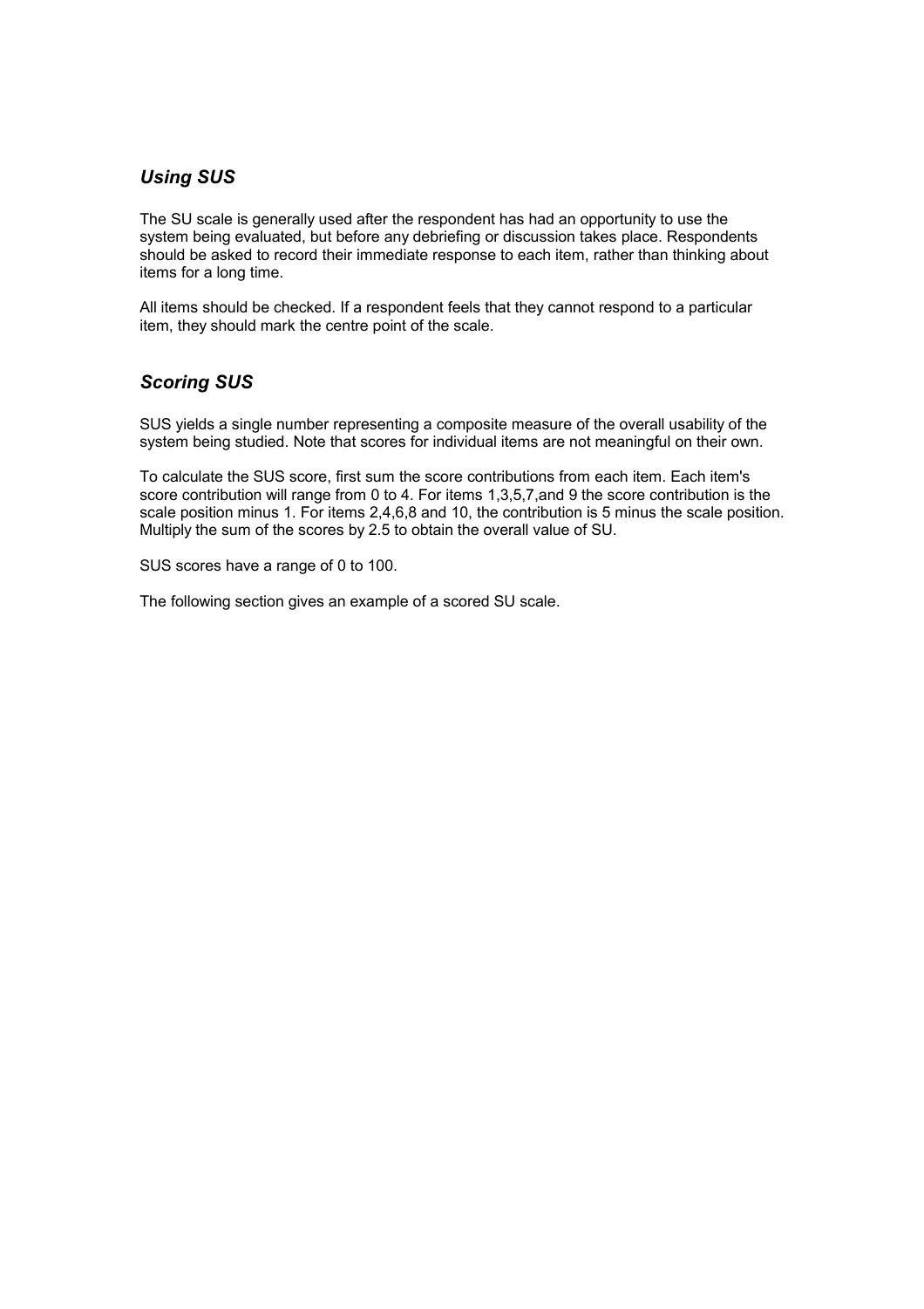## *Using SUS*

The SU scale is generally used after the respondent has had an opportunity to use the system being evaluated, but before any debriefing or discussion takes place. Respondents should be asked to record their immediate response to each item, rather than thinking about items for a long time.

All items should be checked. If a respondent feels that they cannot respond to a particular item, they should mark the centre point of the scale.

## *Scoring SUS*

SUS yields a single number representing a composite measure of the overall usability of the system being studied. Note that scores for individual items are not meaningful on their own.

To calculate the SUS score, first sum the score contributions from each item. Each item's score contribution will range from 0 to 4. For items 1,3,5,7,and 9 the score contribution is the scale position minus 1. For items 2,4,6,8 and 10, the contribution is 5 minus the scale position. Multiply the sum of the scores by 2.5 to obtain the overall value of SU.

SUS scores have a range of 0 to 100.

The following section gives an example of a scored SU scale.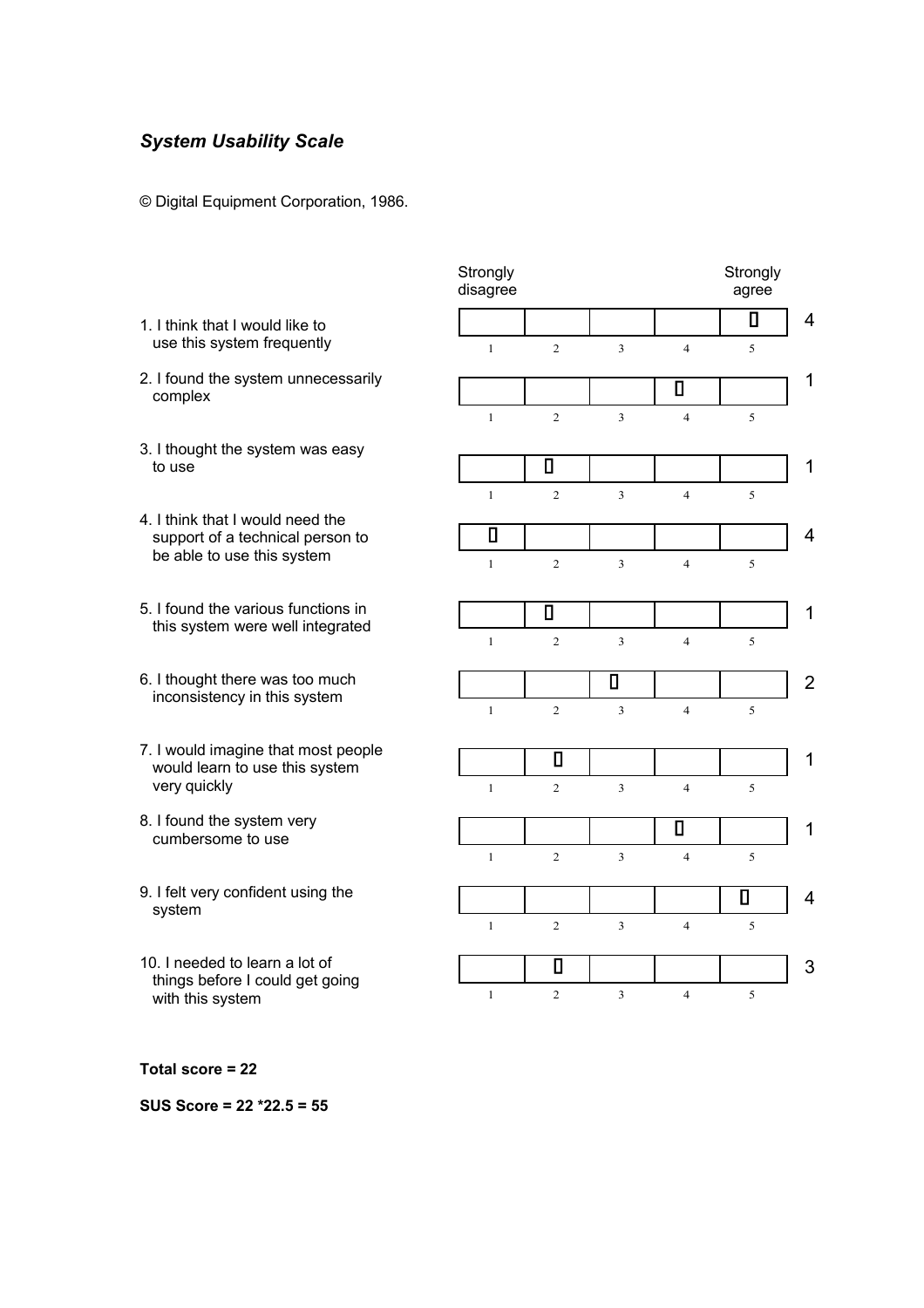*System Usability Scale*

© Digital Equipment Corporation, 1986.

| | Strongly disagree 1 | 2 | 3 | 4 | Strongly agree 5 | |
|---|---|---|---|---|---|---|
| 1. I think that I would like to use this system frequently | | | | | ☐ | 4 |
| 2. I found the system unnecessarily complex | | | | ☐ | | 1 |
| 3. I thought the system was easy to use | | ☐ | | | | 1 |
| 4. I think that I would need the support of a technical person to be able to use this system | ☐ | | | | | 4 |
| 5. I found the various functions in this system were well integrated | | ☐ | | | | 1 |
| 6. I thought there was too much inconsistency in this system | | | ☐ | | | 2 |
| 7. I would imagine that most people would learn to use this system very quickly | | ☐ | | | | 1 |
| 8. I found the system very cumbersome to use | | | | ☐ | | 1 |
| 9. I felt very confident using the system | | | | | ☐ | 4 |
| 10. I needed to learn a lot of things before I could get going with this system | | ☐ | | | | 3 |

**Total score = 22**

**SUS Score = 22 *22.5 = 55**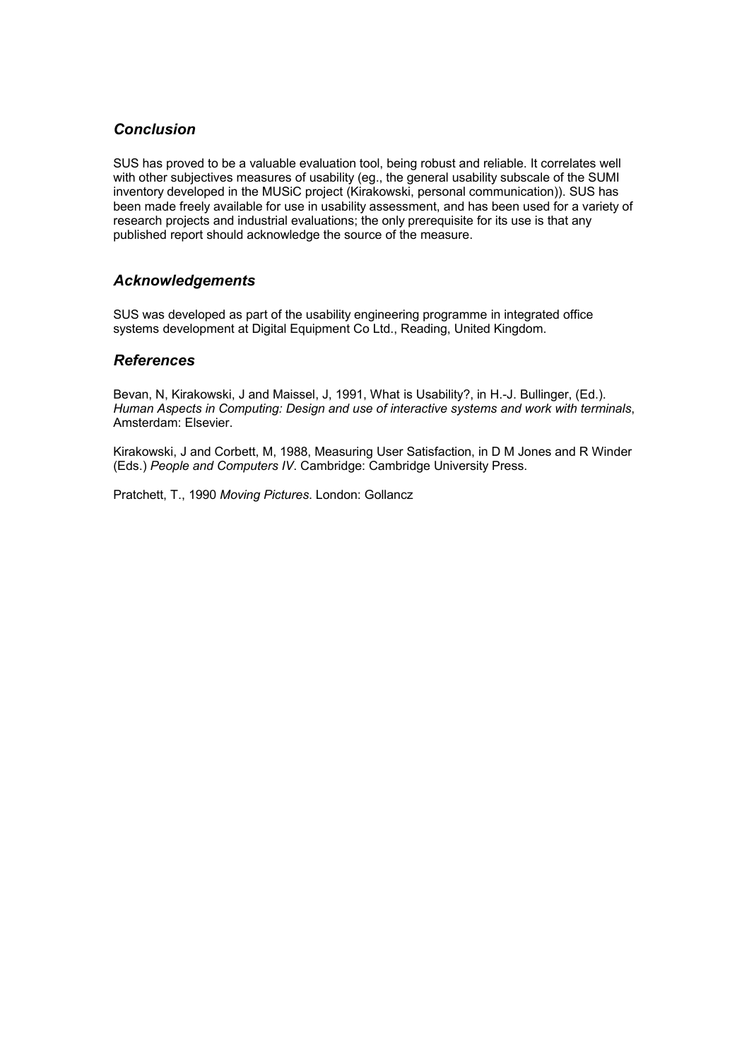## *Conclusion*

SUS has proved to be a valuable evaluation tool, being robust and reliable. It correlates well with other subjectives measures of usability (eg., the general usability subscale of the SUMI inventory developed in the MUSiC project (Kirakowski, personal communication)). SUS has been made freely available for use in usability assessment, and has been used for a variety of research projects and industrial evaluations; the only prerequisite for its use is that any published report should acknowledge the source of the measure.

## *Acknowledgements*

SUS was developed as part of the usability engineering programme in integrated office systems development at Digital Equipment Co Ltd., Reading, United Kingdom.

## *References*

Bevan, N, Kirakowski, J and Maissel, J, 1991, What is Usability?, in H.-J. Bullinger, (Ed.). *Human Aspects in Computing: Design and use of interactive systems and work with terminals*, Amsterdam: Elsevier.

Kirakowski, J and Corbett, M, 1988, Measuring User Satisfaction, in D M Jones and R Winder (Eds.) *People and Computers IV*. Cambridge: Cambridge University Press.

Pratchett, T., 1990 *Moving Pictures*. London: Gollancz